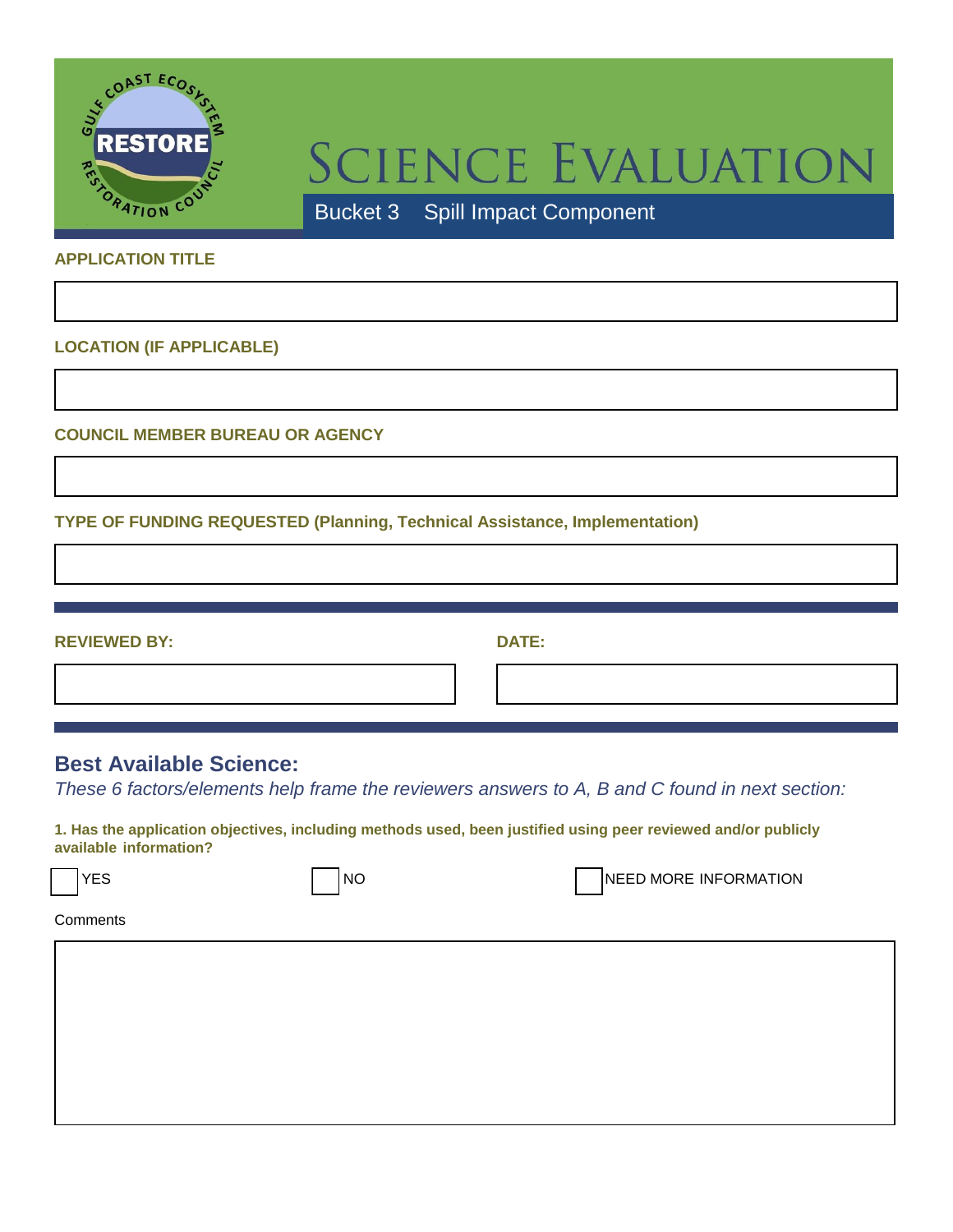# SCIENCE EVALUATION

Bucket 3 Spill Impact Component

**APPLICATION TITLE**

**LOCATION (IF APPLICABLE)**

**COUNCIL MEMBER BUREAU OR AGENCY**

**TYPE OF FUNDING REQUESTED (Planning, Technical Assistance, Implementation)**

**REVIEWED BY:**

**DATE:**

## Best Available Science:

*These 6 factors/elements help frame the reviewers answers to A, B and C found in next section:*

**1. Has the application objectives, including methods used, been justified using peer reviewed and/or publicly available information?**

☐ YES ☐ NO ☐ NEED MORE INFORMATION

Comments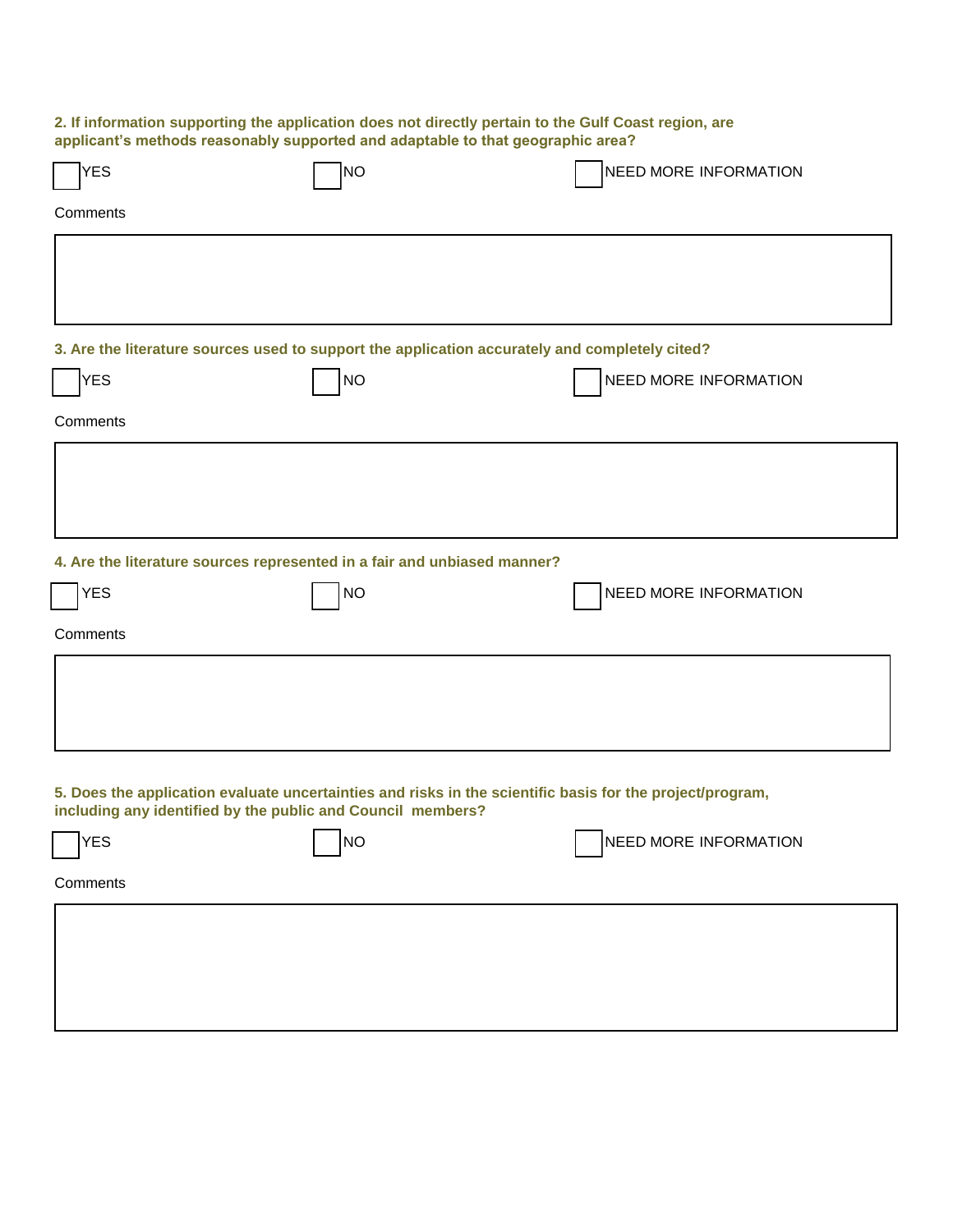**2. If information supporting the application does not directly pertain to the Gulf Coast region, are applicant's methods reasonably supported and adaptable to that geographic area?**

☐ YES ☐ NO ☐ NEED MORE INFORMATION

Comments

**3. Are the literature sources used to support the application accurately and completely cited?**

☐ YES ☐ NO ☐ NEED MORE INFORMATION

Comments

**4. Are the literature sources represented in a fair and unbiased manner?**

☐ YES ☐ NO ☐ NEED MORE INFORMATION

Comments

**5. Does the application evaluate uncertainties and risks in the scientific basis for the project/program, including any identified by the public and Council members?**

☐ YES ☐ NO ☐ NEED MORE INFORMATION

Comments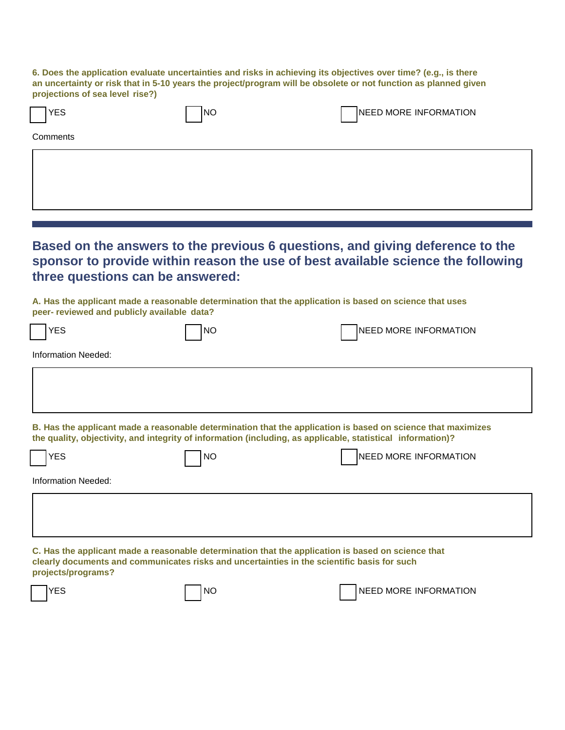**6. Does the application evaluate uncertainties and risks in achieving its objectives over time? (e.g., is there an uncertainty or risk that in 5-10 years the project/program will be obsolete or not function as planned given projections of sea level rise?)**

☐ YES ☐ NO ☐ NEED MORE INFORMATION

Comments

---

## Based on the answers to the previous 6 questions, and giving deference to the sponsor to provide within reason the use of best available science the following three questions can be answered:

**A. Has the applicant made a reasonable determination that the application is based on science that uses peer- reviewed and publicly available data?**

☐ YES ☐ NO ☐ NEED MORE INFORMATION

Information Needed:

**B. Has the applicant made a reasonable determination that the application is based on science that maximizes the quality, objectivity, and integrity of information (including, as applicable, statistical information)?**

☐ YES ☐ NO ☐ NEED MORE INFORMATION

Information Needed:

**C. Has the applicant made a reasonable determination that the application is based on science that clearly documents and communicates risks and uncertainties in the scientific basis for such projects/programs?**

☐ YES ☐ NO ☐ NEED MORE INFORMATION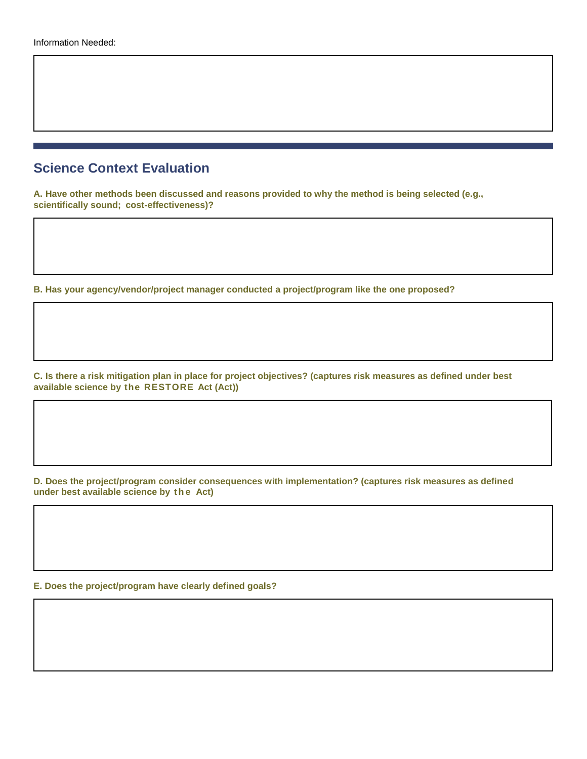Information Needed:

## Science Context Evaluation

**A. Have other methods been discussed and reasons provided to why the method is being selected (e.g., scientifically sound; cost-effectiveness)?**

**B. Has your agency/vendor/project manager conducted a project/program like the one proposed?**

**C. Is there a risk mitigation plan in place for project objectives? (captures risk measures as defined under best available science by the RESTORE Act (Act))**

**D. Does the project/program consider consequences with implementation? (captures risk measures as defined under best available science by the Act)**

**E. Does the project/program have clearly defined goals?**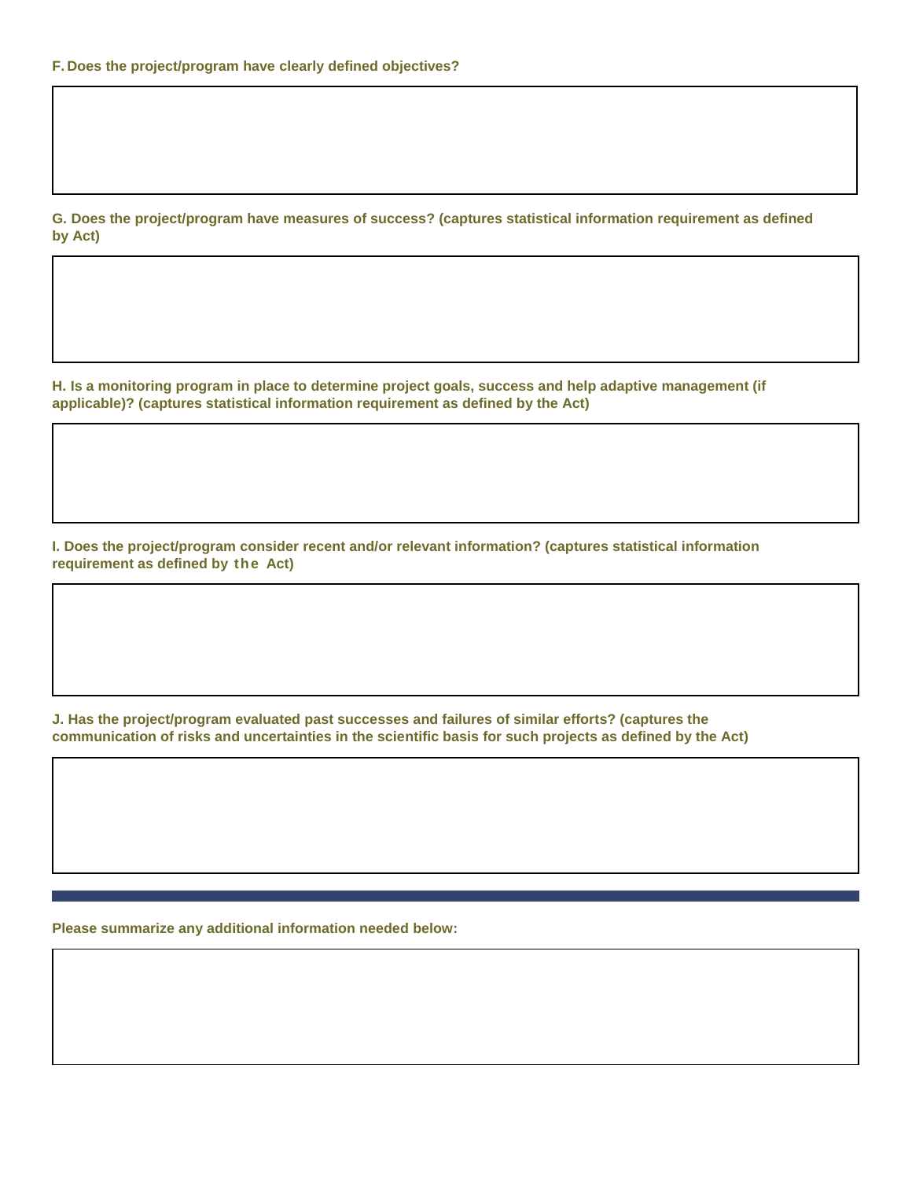**F. Does the project/program have clearly defined objectives?**

**G. Does the project/program have measures of success? (captures statistical information requirement as defined by Act)**

**H. Is a monitoring program in place to determine project goals, success and help adaptive management (if applicable)? (captures statistical information requirement as defined by the Act)**

**I. Does the project/program consider recent and/or relevant information? (captures statistical information requirement as defined by the Act)**

**J. Has the project/program evaluated past successes and failures of similar efforts? (captures the communication of risks and uncertainties in the scientific basis for such projects as defined by the Act)**

---

**Please summarize any additional information needed below:**